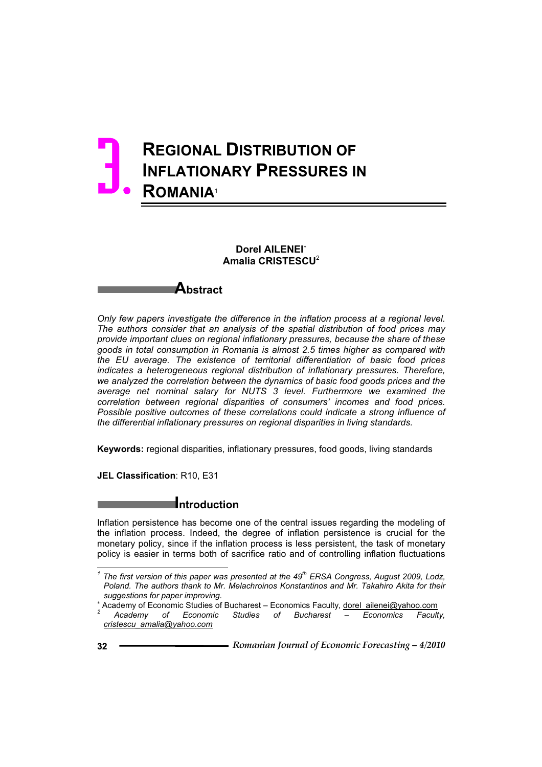# 3. REGIONAL DISTRIBUTION OF INFLATIONARY PRESSURES IN ROMANIA[1]

**Dorel AILENEI**[*]
**Amalia CRISTESCU**[2]

## Abstract

*Only few papers investigate the difference in the inflation process at a regional level. The authors consider that an analysis of the spatial distribution of food prices may provide important clues on regional inflationary pressures, because the share of these goods in total consumption in Romania is almost 2.5 times higher as compared with the EU average. The existence of territorial differentiation of basic food prices indicates a heterogeneous regional distribution of inflationary pressures. Therefore, we analyzed the correlation between the dynamics of basic food goods prices and the average net nominal salary for NUTS 3 level. Furthermore we examined the correlation between regional disparities of consumers' incomes and food prices. Possible positive outcomes of these correlations could indicate a strong influence of the differential inflationary pressures on regional disparities in living standards.*

**Keywords:** regional disparities, inflationary pressures, food goods, living standards

**JEL Classification**: R10, E31

## Introduction

Inflation persistence has become one of the central issues regarding the modeling of the inflation process. Indeed, the degree of inflation persistence is crucial for the monetary policy, since if the inflation process is less persistent, the task of monetary policy is easier in terms both of sacrifice ratio and of controlling inflation fluctuations

---

[1] *The first version of this paper was presented at the 49th ERSA Congress, August 2009, Lodz, Poland. The authors thank to Mr. Melachroinos Konstantinos and Mr. Takahiro Akita for their suggestions for paper improving.*

[*] Academy of Economic Studies of Bucharest – Economics Faculty, dorel_ailenei@yahoo.com

[2] *Academy of Economic Studies of Bucharest – Economics Faculty, cristescu_amalia@yahoo.com*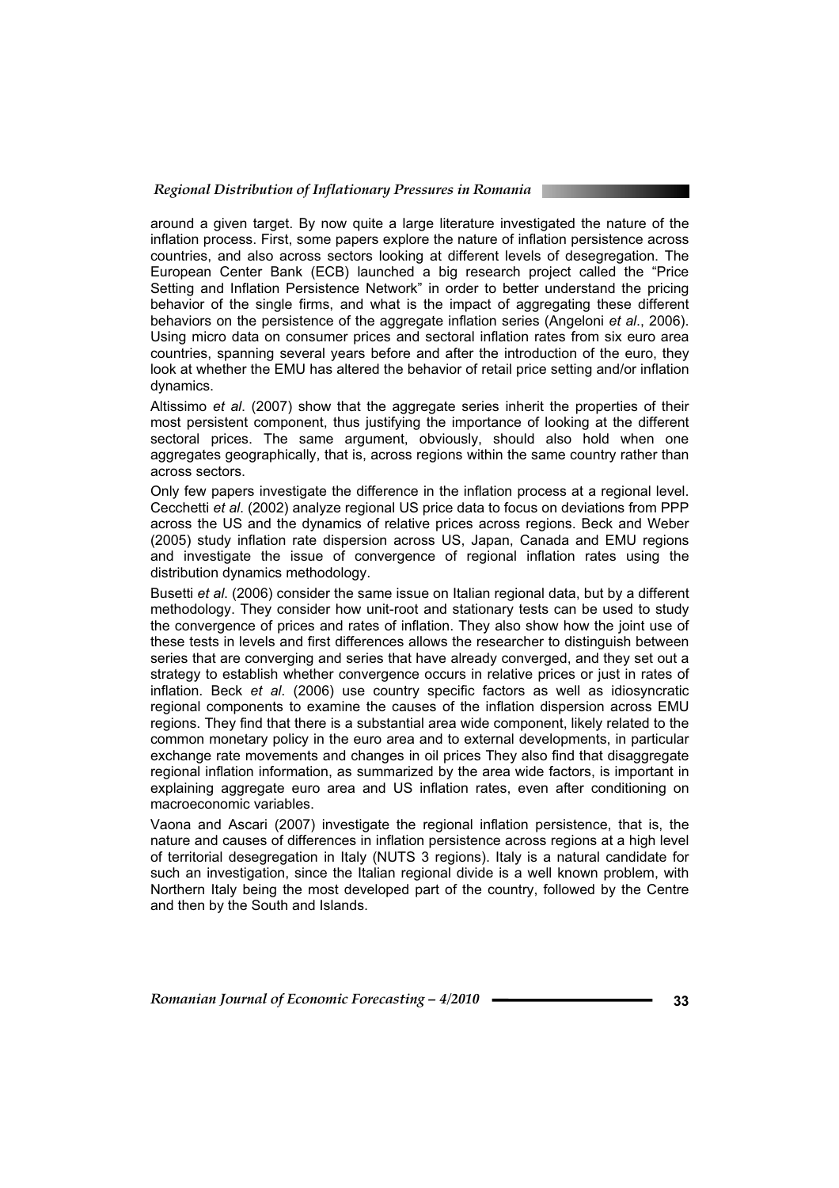around a given target. By now quite a large literature investigated the nature of the inflation process. First, some papers explore the nature of inflation persistence across countries, and also across sectors looking at different levels of desegregation. The European Center Bank (ECB) launched a big research project called the "Price Setting and Inflation Persistence Network" in order to better understand the pricing behavior of the single firms, and what is the impact of aggregating these different behaviors on the persistence of the aggregate inflation series (Angeloni *et al*., 2006). Using micro data on consumer prices and sectoral inflation rates from six euro area countries, spanning several years before and after the introduction of the euro, they look at whether the EMU has altered the behavior of retail price setting and/or inflation dynamics.

Altissimo *et al*. (2007) show that the aggregate series inherit the properties of their most persistent component, thus justifying the importance of looking at the different sectoral prices. The same argument, obviously, should also hold when one aggregates geographically, that is, across regions within the same country rather than across sectors.

Only few papers investigate the difference in the inflation process at a regional level. Cecchetti *et al*. (2002) analyze regional US price data to focus on deviations from PPP across the US and the dynamics of relative prices across regions. Beck and Weber (2005) study inflation rate dispersion across US, Japan, Canada and EMU regions and investigate the issue of convergence of regional inflation rates using the distribution dynamics methodology.

Busetti *et al*. (2006) consider the same issue on Italian regional data, but by a different methodology. They consider how unit-root and stationary tests can be used to study the convergence of prices and rates of inflation. They also show how the joint use of these tests in levels and first differences allows the researcher to distinguish between series that are converging and series that have already converged, and they set out a strategy to establish whether convergence occurs in relative prices or just in rates of inflation. Beck *et al*. (2006) use country specific factors as well as idiosyncratic regional components to examine the causes of the inflation dispersion across EMU regions. They find that there is a substantial area wide component, likely related to the common monetary policy in the euro area and to external developments, in particular exchange rate movements and changes in oil prices They also find that disaggregate regional inflation information, as summarized by the area wide factors, is important in explaining aggregate euro area and US inflation rates, even after conditioning on macroeconomic variables.

Vaona and Ascari (2007) investigate the regional inflation persistence, that is, the nature and causes of differences in inflation persistence across regions at a high level of territorial desegregation in Italy (NUTS 3 regions). Italy is a natural candidate for such an investigation, since the Italian regional divide is a well known problem, with Northern Italy being the most developed part of the country, followed by the Centre and then by the South and Islands.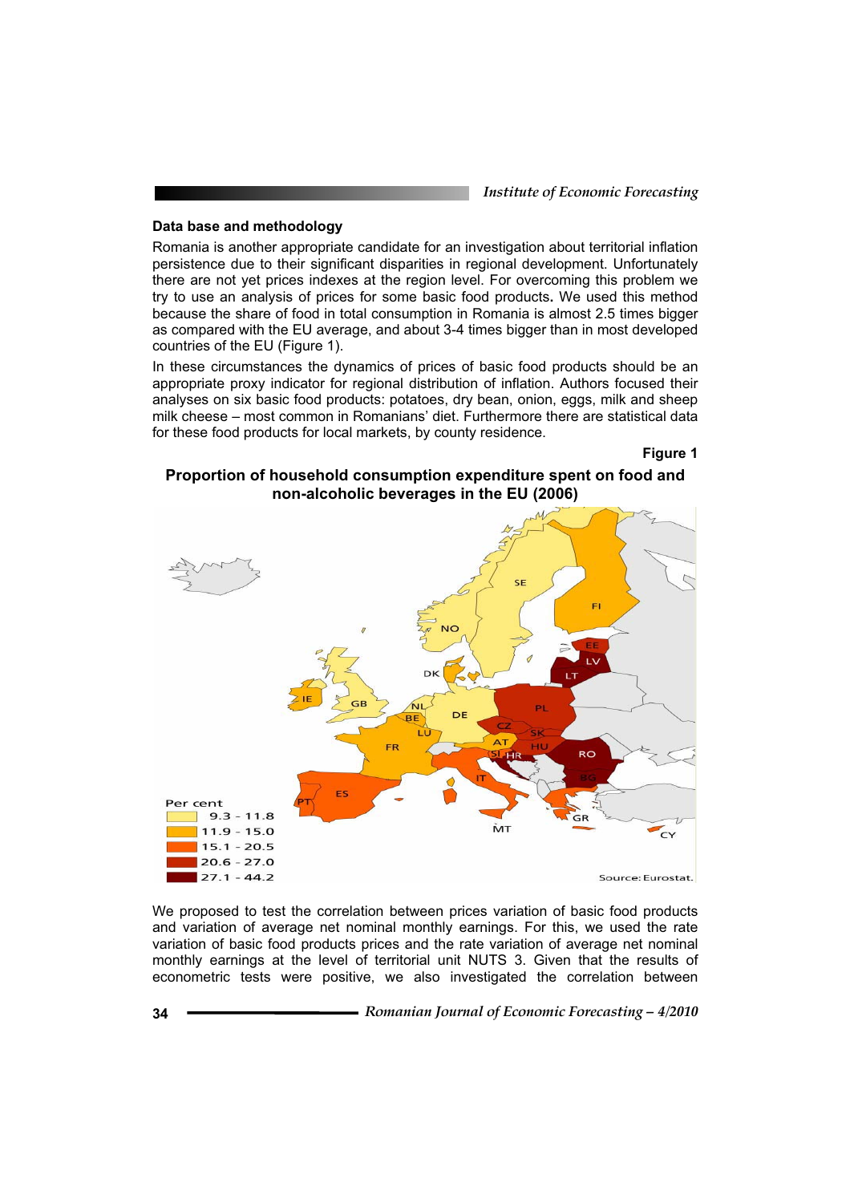## Data base and methodology

Romania is another appropriate candidate for an investigation about territorial inflation persistence due to their significant disparities in regional development. Unfortunately there are not yet prices indexes at the region level. For overcoming this problem we try to use an analysis of prices for some basic food products**.** We used this method because the share of food in total consumption in Romania is almost 2.5 times bigger as compared with the EU average, and about 3-4 times bigger than in most developed countries of the EU (Figure 1).

In these circumstances the dynamics of prices of basic food products should be an appropriate proxy indicator for regional distribution of inflation. Authors focused their analyses on six basic food products: potatoes, dry bean, onion, eggs, milk and sheep milk cheese – most common in Romanians' diet. Furthermore there are statistical data for these food products for local markets, by county residence.

**Figure 1**

**Proportion of household consumption expenditure spent on food and non-alcoholic beverages in the EU (2006)**

Per cent
- 9.3 - 11.8
- 11.9 - 15.0
- 15.1 - 20.5
- 20.6 - 27.0
- 27.1 - 44.2

Source: Eurostat.

We proposed to test the correlation between prices variation of basic food products and variation of average net nominal monthly earnings. For this, we used the rate variation of basic food products prices and the rate variation of average net nominal monthly earnings at the level of territorial unit NUTS 3. Given that the results of econometric tests were positive, we also investigated the correlation between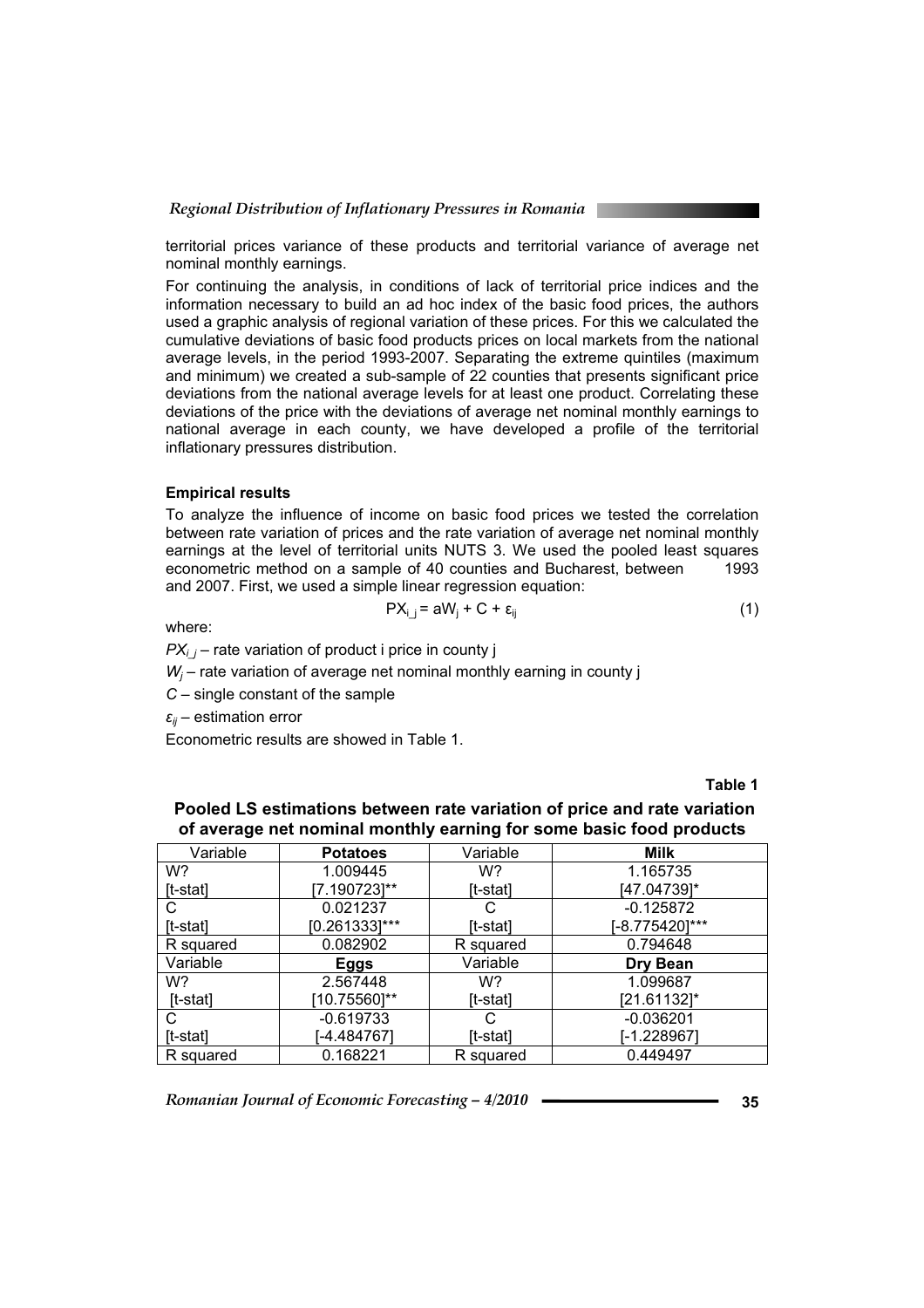territorial prices variance of these products and territorial variance of average net nominal monthly earnings.

For continuing the analysis, in conditions of lack of territorial price indices and the information necessary to build an ad hoc index of the basic food prices, the authors used a graphic analysis of regional variation of these prices. For this we calculated the cumulative deviations of basic food products prices on local markets from the national average levels, in the period 1993-2007. Separating the extreme quintiles (maximum and minimum) we created a sub-sample of 22 counties that presents significant price deviations from the national average levels for at least one product. Correlating these deviations of the price with the deviations of average net nominal monthly earnings to national average in each county, we have developed a profile of the territorial inflationary pressures distribution.

### Empirical results

To analyze the influence of income on basic food prices we tested the correlation between rate variation of prices and the rate variation of average net nominal monthly earnings at the level of territorial units NUTS 3. We used the pooled least squares econometric method on a sample of 40 counties and Bucharest, between 1993 and 2007. First, we used a simple linear regression equation:

$$PX_{i\_j} = aW_j + C + \varepsilon_{ij} \tag{1}$$

where:

$PX_{i\_j}$ – rate variation of product i price in county j

$W_j$ – rate variation of average net nominal monthly earning in county j

$C$ – single constant of the sample

$\varepsilon_{ij}$ – estimation error

Econometric results are showed in Table 1.

**Table 1**

**Pooled LS estimations between rate variation of price and rate variation of average net nominal monthly earning for some basic food products**

| Variable | **Potatoes** | Variable | **Milk** |
|---|---|---|---|
| W? | 1.009445 | W? | 1.165735 |
| [t-stat] | [7.190723]** | [t-stat] | [47.04739]* |
| C | 0.021237 | C | -0.125872 |
| [t-stat] | [0.261333]*** | [t-stat] | [-8.775420]*** |
| R squared | 0.082902 | R squared | 0.794648 |
| Variable | **Eggs** | Variable | **Dry Bean** |
| W? | 2.567448 | W? | 1.099687 |
| [t-stat] | [10.75560]** | [t-stat] | [21.61132]* |
| C | -0.619733 | C | -0.036201 |
| [t-stat] | [-4.484767] | [t-stat] | [-1.228967] |
| R squared | 0.168221 | R squared | 0.449497 |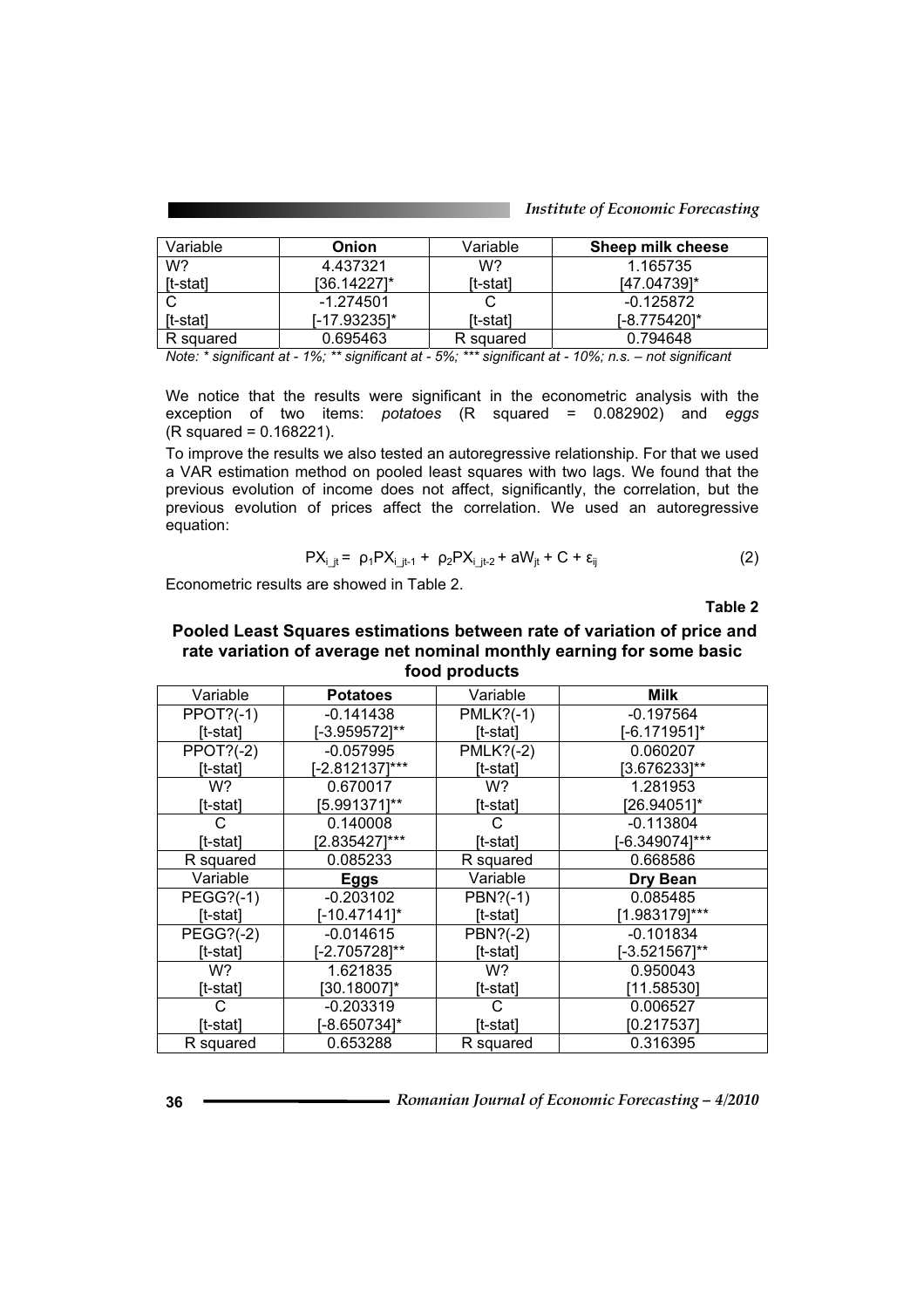| Variable | **Onion** | Variable | **Sheep milk cheese** |
|---|---|---|---|
| W? | 4.437321 | W? | 1.165735 |
| [t-stat] | [36.14227]* | [t-stat] | [47.04739]* |
| C | -1.274501 | C | -0.125872 |
| [t-stat] | [-17.93235]* | [t-stat] | [-8.775420]* |
| R squared | 0.695463 | R squared | 0.794648 |

*Note: * significant at - 1%; ** significant at - 5%; *** significant at - 10%; n.s. – not significant*

We notice that the results were significant in the econometric analysis with the exception of two items: *potatoes* (R squared = 0.082902) and *eggs* (R squared = 0.168221).

To improve the results we also tested an autoregressive relationship. For that we used a VAR estimation method on pooled least squares with two lags. We found that the previous evolution of income does not affect, significantly, the correlation, but the previous evolution of prices affect the correlation. We used an autoregressive equation:

$$PX_{i\_jt} = \rho_1 PX_{i\_jt-1} + \rho_2 PX_{i\_jt-2} + aW_{jt} + C + \varepsilon_{ij} \quad (2)$$

Econometric results are showed in Table 2.

**Table 2**

**Pooled Least Squares estimations between rate of variation of price and rate variation of average net nominal monthly earning for some basic food products**

| Variable | **Potatoes** | Variable | **Milk** |
|---|---|---|---|
| PPOT?(-1) | -0.141438 | PMLK?(-1) | -0.197564 |
| [t-stat] | [-3.959572]** | [t-stat] | [-6.171951]* |
| PPOT?(-2) | -0.057995 | PMLK?(-2) | 0.060207 |
| [t-stat] | [-2.812137]*** | [t-stat] | [3.676233]** |
| W? | 0.670017 | W? | 1.281953 |
| [t-stat] | [5.991371]** | [t-stat] | [26.94051]* |
| C | 0.140008 | C | -0.113804 |
| [t-stat] | [2.835427]*** | [t-stat] | [-6.349074]*** |
| R squared | 0.085233 | R squared | 0.668586 |
| Variable | **Eggs** | Variable | **Dry Bean** |
| PEGG?(-1) | -0.203102 | PBN?(-1) | 0.085485 |
| [t-stat] | [-10.47141]* | [t-stat] | [1.983179]*** |
| PEGG?(-2) | -0.014615 | PBN?(-2) | -0.101834 |
| [t-stat] | [-2.705728]** | [t-stat] | [-3.521567]** |
| W? | 1.621835 | W? | 0.950043 |
| [t-stat] | [30.18007]* | [t-stat] | [11.58530] |
| C | -0.203319 | C | 0.006527 |
| [t-stat] | [-8.650734]* | [t-stat] | [0.217537] |
| R squared | 0.653288 | R squared | 0.316395 |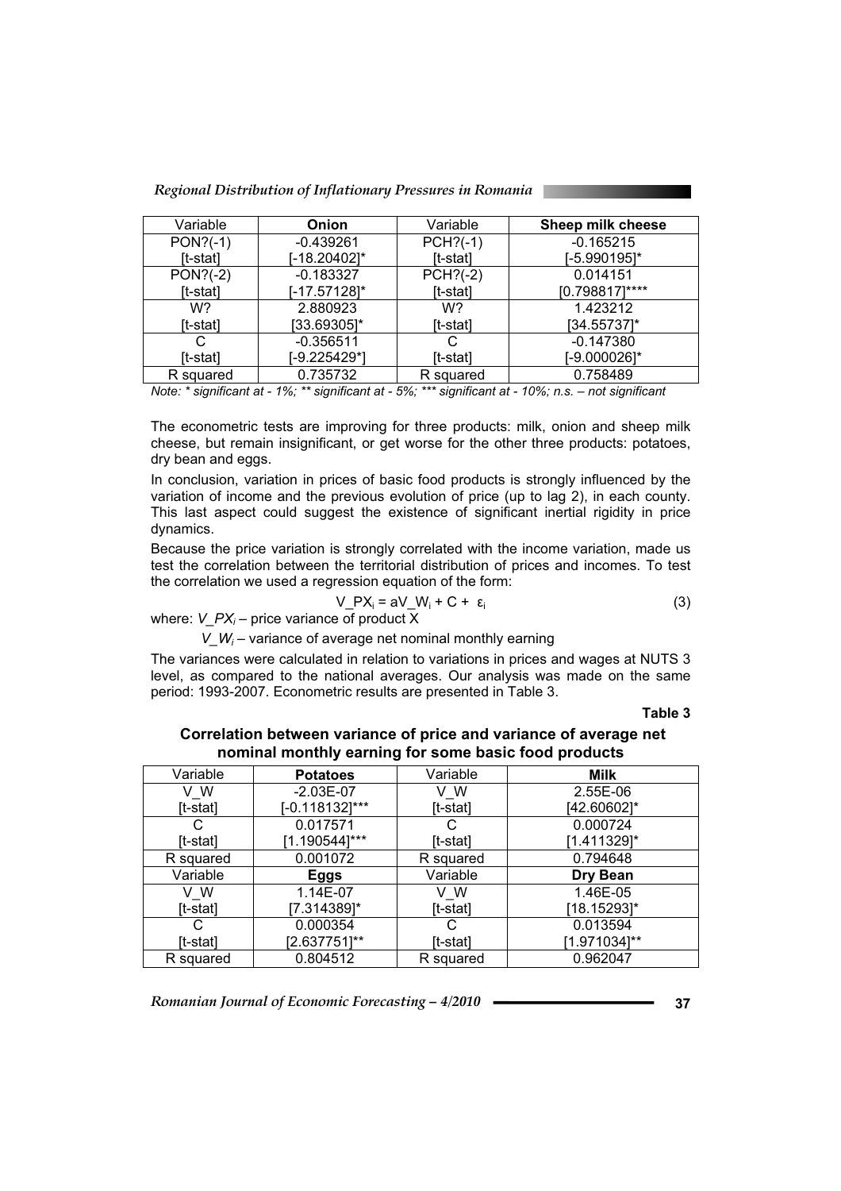| Variable | **Onion** | Variable | **Sheep milk cheese** |
|---|---|---|---|
| PON?(-1) | -0.439261 | PCH?(-1) | -0.165215 |
| [t-stat] | [-18.20402]* | [t-stat] | [-5.990195]* |
| PON?(-2) | -0.183327 | PCH?(-2) | 0.014151 |
| [t-stat] | [-17.57128]* | [t-stat] | [0.798817]**** |
| W? | 2.880923 | W? | 1.423212 |
| [t-stat] | [33.69305]* | [t-stat] | [34.55737]* |
| C | -0.356511 | C | -0.147380 |
| [t-stat] | [-9.225429*] | [t-stat] | [-9.000026]* |
| R squared | 0.735732 | R squared | 0.758489 |

*Note: * significant at - 1%; ** significant at - 5%; *** significant at - 10%; n.s. – not significant*

The econometric tests are improving for three products: milk, onion and sheep milk cheese, but remain insignificant, or get worse for the other three products: potatoes, dry bean and eggs.

In conclusion, variation in prices of basic food products is strongly influenced by the variation of income and the previous evolution of price (up to lag 2), in each county. This last aspect could suggest the existence of significant inertial rigidity in price dynamics.

Because the price variation is strongly correlated with the income variation, made us test the correlation between the territorial distribution of the form: prices and incomes. To test the correlation we used a regression equation of the form:

$$V\_PX_i = aV\_W_i + C + \varepsilon_i \quad (3)$$

where: $V\_PX_i$ – price variance of product X

$V\_W_i$ – variance of average net nominal monthly earning

The variances were calculated in relation to variations in prices and wages at NUTS 3 level, as compared to the national averages. Our analysis was made on the same period: 1993-2007. Econometric results are presented in Table 3.

**Table 3**

**Correlation between variance of price and variance of average net nominal monthly earning for some basic food products**

| Variable | **Potatoes** | Variable | **Milk** |
|---|---|---|---|
| V_W | -2.03E-07 | V_W | 2.55E-06 |
| [t-stat] | [-0.118132]*** | [t-stat] | [42.60602]* |
| C | 0.017571 | C | 0.000724 |
| [t-stat] | [1.190544]*** | [t-stat] | [1.411329]* |
| R squared | 0.001072 | R squared | 0.794648 |
| Variable | **Eggs** | Variable | **Dry Bean** |
| V_W | 1.14E-07 | V_W | 1.46E-05 |
| [t-stat] | [7.314389]* | [t-stat] | [18.15293]* |
| C | 0.000354 | C | 0.013594 |
| [t-stat] | [2.637751]** | [t-stat] | [1.971034]** |
| R squared | 0.804512 | R squared | 0.962047 |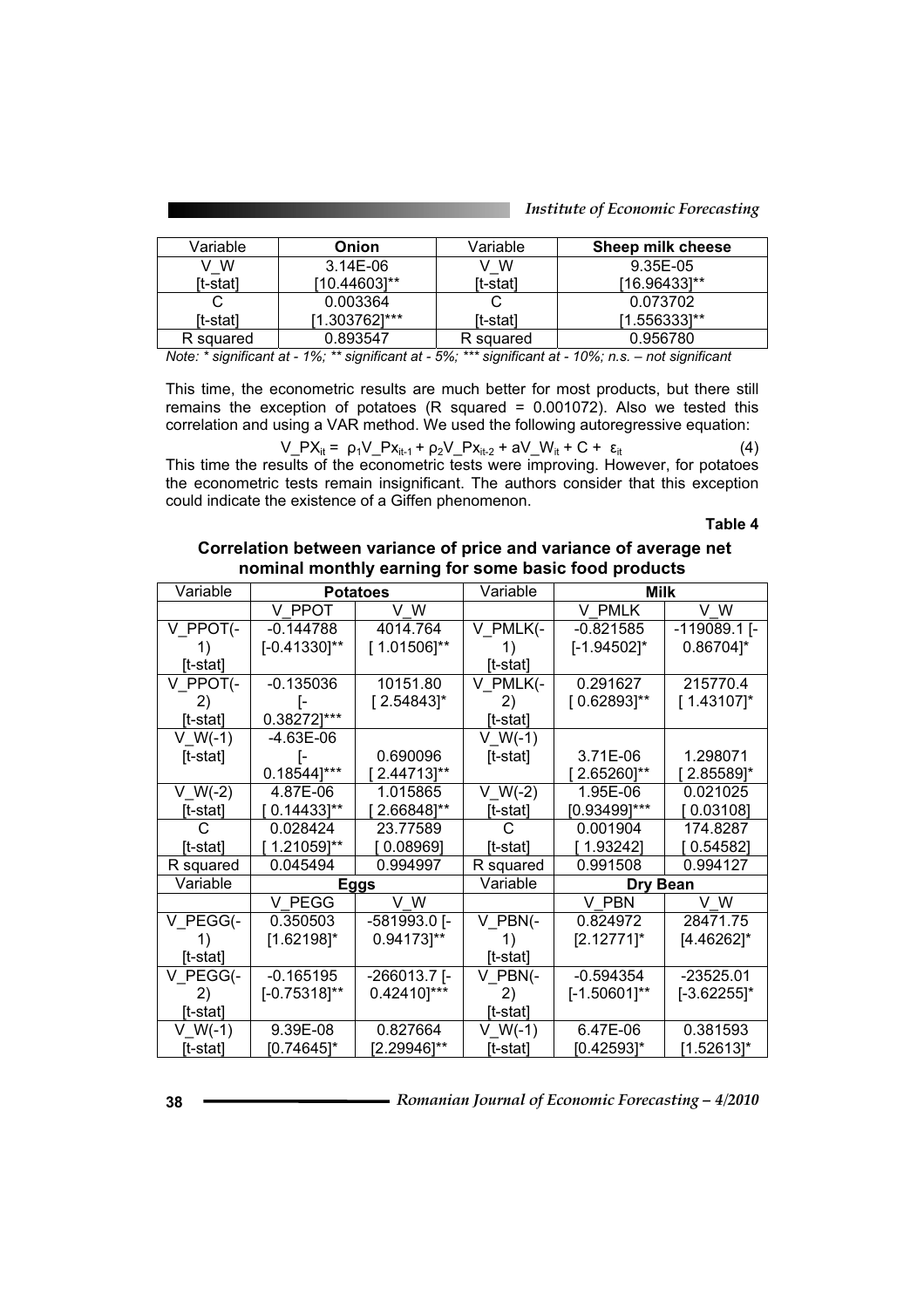| Variable | Onion | Variable | Sheep milk cheese |
|---|---|---|---|
| V_W | 3.14E-06 | V_W | 9.35E-05 |
| [t-stat] | [10.44603]** | [t-stat] | [16.96433]** |
| C | 0.003364 | C | 0.073702 |
| [t-stat] | [1.303762]*** | [t-stat] | [1.556333]** |
| R squared | 0.893547 | R squared | 0.956780 |

*Note: * significant at - 1%; ** significant at - 5%; *** significant at - 10%; n.s. – not significant*

This time, the econometric results are much better for most products, but there still remains the exception of potatoes (R squared = 0.001072). Also we tested this correlation and using a VAR method. We used the following autoregressive equation:

$$V\_PX_{it} = \rho_1 V\_Px_{it-1} + \rho_2 V\_Px_{it-2} + aV\_W_{it} + C + \varepsilon_{it} \quad (4)$$

This time the results of the econometric tests were improving. However, for potatoes the econometric tests remain insignificant. The authors consider that this exception could indicate the existence of a Giffen phenomenon.

**Table 4**

**Correlation between variance of price and variance of average net nominal monthly earning for some basic food products**

| Variable | Potatoes | | Variable | Milk | |
|---|---|---|---|---|---|
| | V_PPOT | V_W | | V_PMLK | V_W |
| V_PPOT(-1) [t-stat] | -0.144788 [-0.41330]** | 4014.764 [ 1.01506]** | V_PMLK(-1) [t-stat] | -0.821585 [-1.94502]* | -119089.1 [-0.86704]* |
| V_PPOT(-2) [t-stat] | -0.135036 [-0.38272]*** | 10151.80 [ 2.54843]* | V_PMLK(-2) [t-stat] | 0.291627 [ 0.62893]** | 215770.4 [ 1.43107]* |
| V_W(-1) [t-stat] | -4.63E-06 [-0.18544]*** | 0.690096 [ 2.44713]** | V_W(-1) [t-stat] | 3.71E-06 [ 2.65260]** | 1.298071 [ 2.85589]* |
| V_W(-2) [t-stat] | 4.87E-06 [ 0.14433]** | 1.015865 [ 2.66848]** | V_W(-2) [t-stat] | 1.95E-06 [0.93499]*** | 0.021025 [ 0.03108] |
| C [t-stat] | 0.028424 [ 1.21059]** | 23.77589 [ 0.08969] | C [t-stat] | 0.001904 [ 1.93242] | 174.8287 [ 0.54582] |
| R squared | 0.045494 | 0.994997 | R squared | 0.991508 | 0.994127 |
| Variable | Eggs | | Variable | Dry Bean | |
| | V_PEGG | V_W | | V_PBN | V_W |
| V_PEGG(-1) [t-stat] | 0.350503 [1.62198]* | -581993.0 [-0.94173]** | V_PBN(-1) [t-stat] | 0.824972 [2.12771]* | 28471.75 [4.46262]* |
| V_PEGG(-2) [t-stat] | -0.165195 [-0.75318]** | -266013.7 [-0.42410]*** | V_PBN(-2) [t-stat] | -0.594354 [-1.50601]** | -23525.01 [-3.62255]* |
| V_W(-1) [t-stat] | 9.39E-08 [0.74645]* | 0.827664 [2.29946]** | V_W(-1) [t-stat] | 6.47E-06 [0.42593]* | 0.381593 [1.52613]* |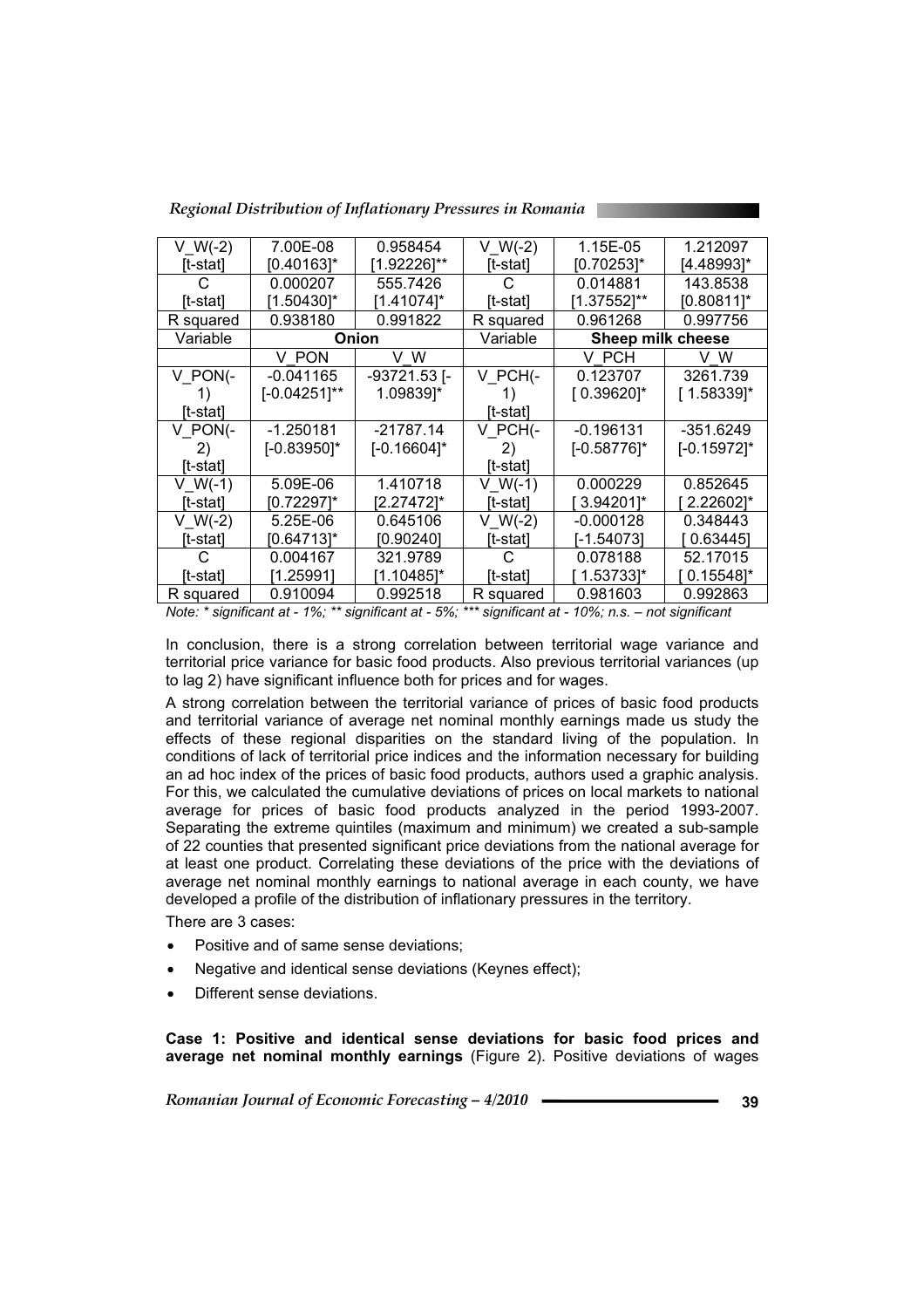| V_W(-2) [t-stat] | 7.00E-08 [0.40163]* | 0.958454 [1.92226]** | V_W(-2) [t-stat] | 1.15E-05 [0.70253]* | 1.212097 [4.48993]* |
|---|---|---|---|---|---|
| C [t-stat] | 0.000207 [1.50430]* | 555.7426 [1.41074]* | C [t-stat] | 0.014881 [1.37552]** | 143.8538 [0.80811]* |
| R squared | 0.938180 | 0.991822 | R squared | 0.961268 | 0.997756 |
| Variable | **Onion** | | Variable | **Sheep milk cheese** | |
| | V_PON | V_W | | V_PCH | V_W |
| V_PON(-1) [t-stat] | -0.041165 [-0.04251]** | -93721.53 [-1.09839]* | V_PCH(-1) [t-stat] | 0.123707 [ 0.39620]* | 3261.739 [ 1.58339]* |
| V_PON(-2) [t-stat] | -1.250181 [-0.83950]* | -21787.14 [-0.16604]* | V_PCH(-2) [t-stat] | -0.196131 [-0.58776]* | -351.6249 [-0.15972]* |
| V_W(-1) [t-stat] | 5.09E-06 [0.72297]* | 1.410718 [2.27472]* | V_W(-1) [t-stat] | 0.000229 [ 3.94201]* | 0.852645 [ 2.22602]* |
| V_W(-2) [t-stat] | 5.25E-06 [0.64713]* | 0.645106 [0.90240] | V_W(-2) [t-stat] | -0.000128 [-1.54073] | 0.348443 [ 0.63445] |
| C [t-stat] | 0.004167 [1.25991] | 321.9789 [1.10485]* | C [t-stat] | 0.078188 [ 1.53733]* | 52.17015 [ 0.15548]* |
| R squared | 0.910094 | 0.992518 | R squared | 0.981603 | 0.992863 |

*Note: * significant at - 1%; ** significant at - 5%; *** significant at - 10%; n.s. – not significant*

In conclusion, there is a strong correlation between territorial wage variance and territorial price variance for basic food products. Also previous territorial variances (up to lag 2) have significant influence both for prices and for wages.

A strong correlation between the territorial variance of prices of basic food products and territorial variance of average net nominal monthly earnings made us study the effects of these regional disparities on the standard living of the population. In conditions of lack of territorial price indices and the information necessary for building an ad hoc index of the prices of basic food products, authors used a graphic analysis. For this, we calculated the cumulative deviations of prices on local markets to national average for prices of basic food products analyzed in the period 1993-2007. Separating the extreme quintiles (maximum and minimum) we created a sub-sample of 22 counties that presented significant price deviations from the national average for at least one product. Correlating these deviations of the price with the deviations of average net nominal monthly earnings to national average in each county, we have developed a profile of the distribution of inflationary pressures in the territory.

There are 3 cases:

- Positive and of same sense deviations;
- Negative and identical sense deviations (Keynes effect);
- Different sense deviations.

**Case 1: Positive and identical sense deviations for basic food prices and average net nominal monthly earnings** (Figure 2). Positive deviations of wages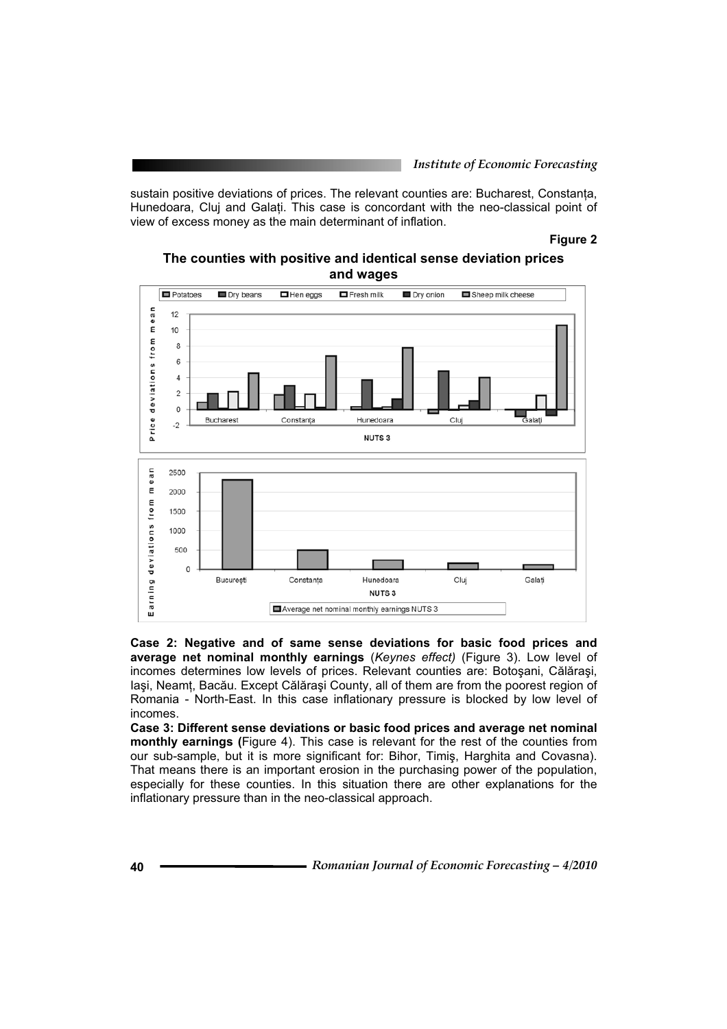sustain positive deviations of prices. The relevant counties are: Bucharest, Constanța, Hunedoara, Cluj and Galați. This case is concordant with the neo-classical point of view of excess money as the main determinant of inflation.

**Figure 2**

**The counties with positive and identical sense deviation prices and wages**

**Case 2: Negative and of same sense deviations for basic food prices and average net nominal monthly earnings** (*Keynes effect)* (Figure 3). Low level of incomes determines low levels of prices. Relevant counties are: Botoşani, Călăraşi, Iaşi, Neamț, Bacău. Except Călăraşi County, all of them are from the poorest region of Romania - North-East. In this case inflationary pressure is blocked by low level of incomes.

**Case 3: Different sense deviations or basic food prices and average net nominal monthly earnings (**Figure 4). This case is relevant for the rest of the counties from our sub-sample, but it is more significant for: Bihor, Timiş, Harghita and Covasna). That means there is an important erosion in the purchasing power of the population, especially for these counties. In this situation there are other explanations for the inflationary pressure than in the neo-classical approach.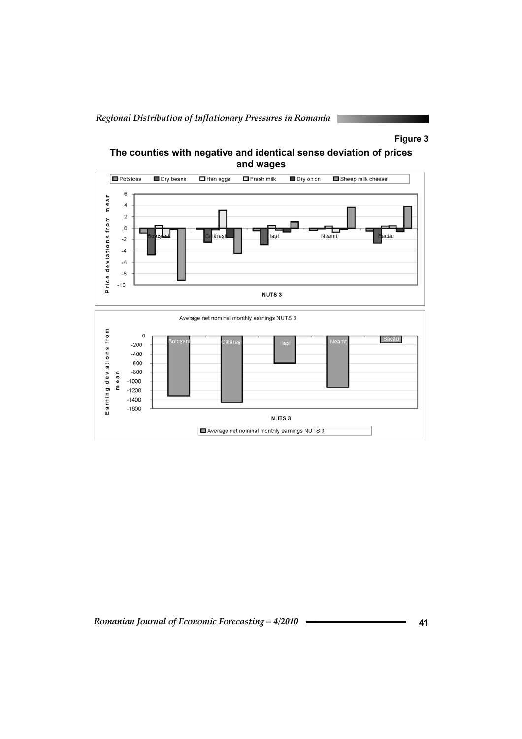**Figure 3**

**The counties with negative and identical sense deviation of prices and wages**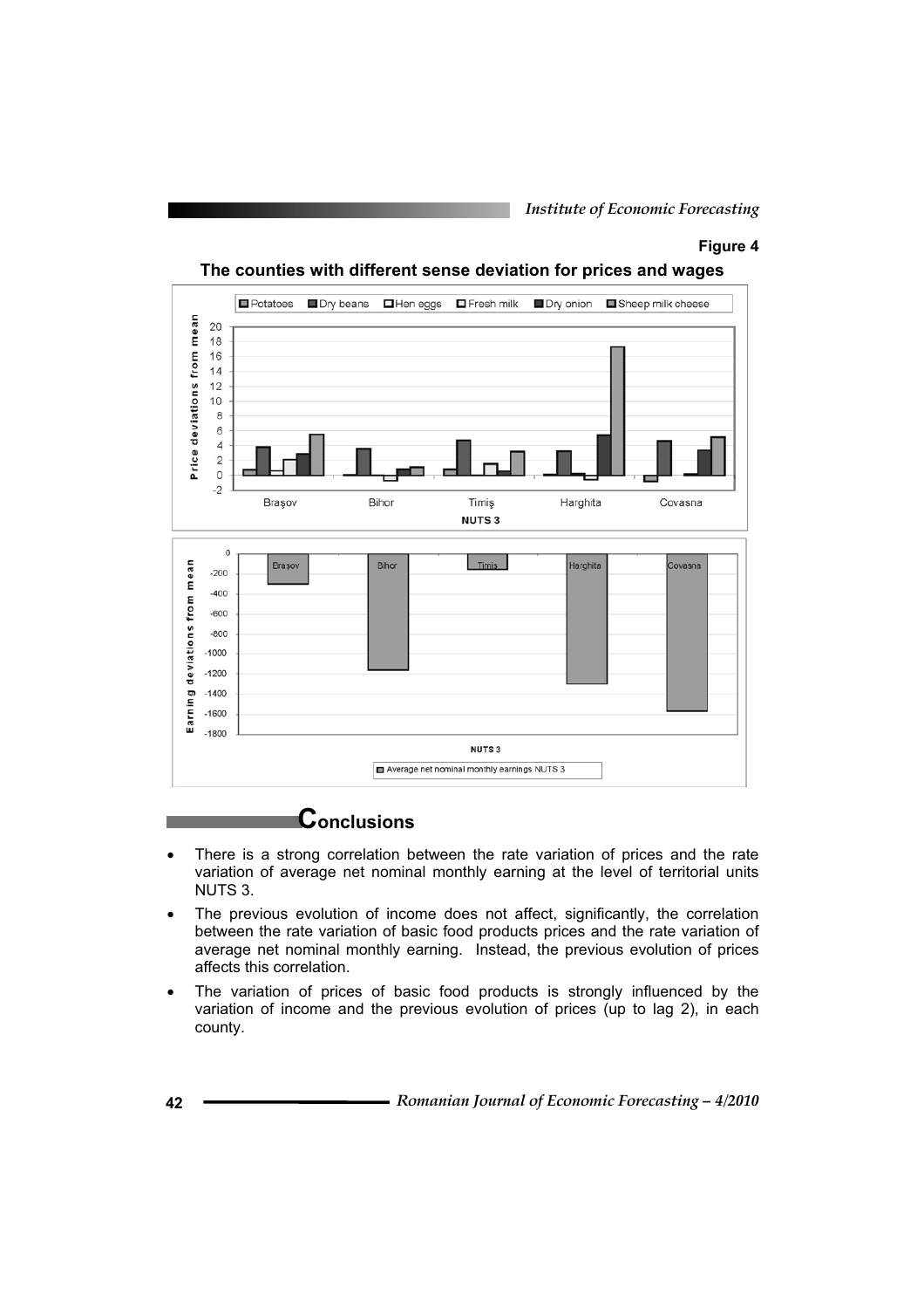**Figure 4**

**The counties with different sense deviation for prices and wages**

# Conclusions

- There is a strong correlation between the rate variation of prices and the rate variation of average net nominal monthly earning at the level of territorial units NUTS 3.
- The previous evolution of income does not affect, significantly, the correlation between the rate variation of basic food products prices and the rate variation of average net nominal monthly earning. Instead, the previous evolution of prices affects this correlation.
- The variation of prices of basic food products is strongly influenced by the variation of income and the previous evolution of prices (up to lag 2), in each county.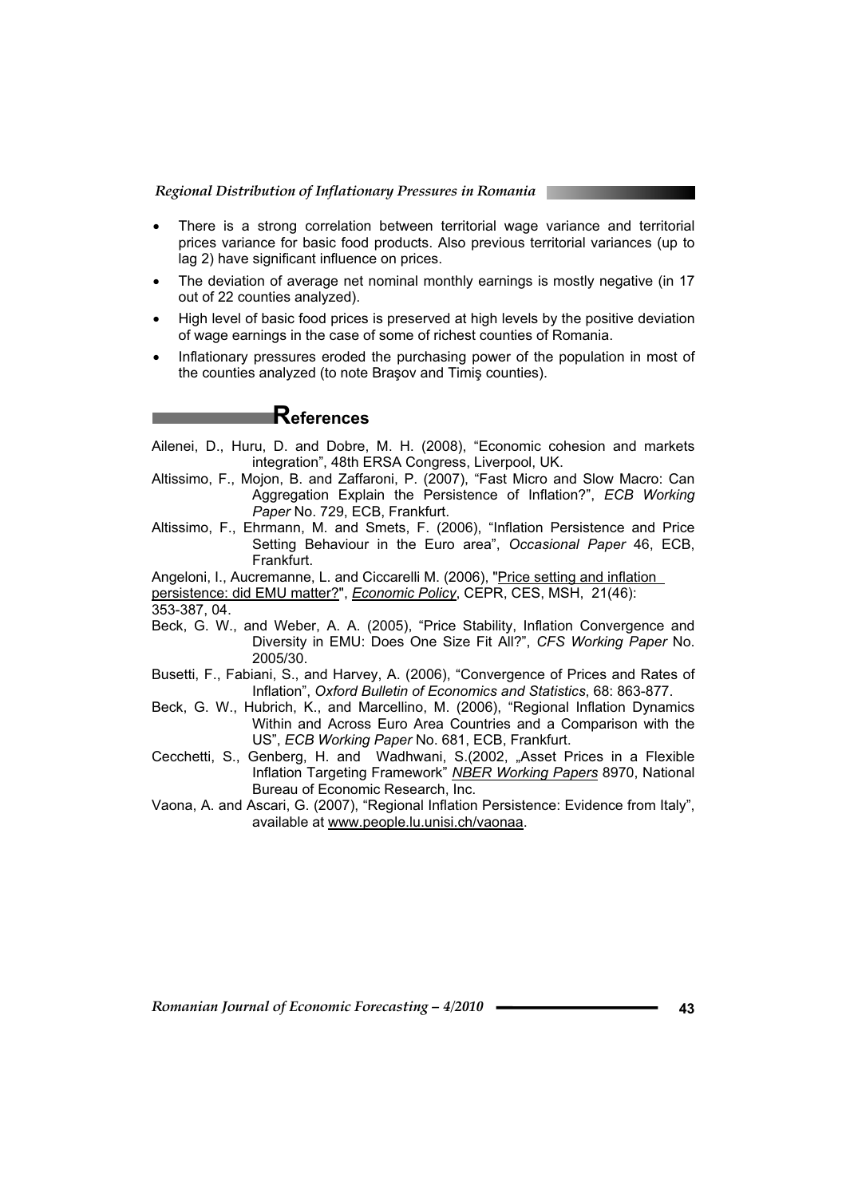- There is a strong correlation between territorial wage variance and territorial prices variance for basic food products. Also previous territorial variances (up to lag 2) have significant influence on prices.
- The deviation of average net nominal monthly earnings is mostly negative (in 17 out of 22 counties analyzed).
- High level of basic food prices is preserved at high levels by the positive deviation of wage earnings in the case of some of richest counties of Romania.
- Inflationary pressures eroded the purchasing power of the population in most of the counties analyzed (to note Braşov and Timiş counties).

## References

Ailenei, D., Huru, D. and Dobre, M. H. (2008), "Economic cohesion and markets integration", 48th ERSA Congress, Liverpool, UK.

Altissimo, F., Mojon, B. and Zaffaroni, P. (2007), "Fast Micro and Slow Macro: Can Aggregation Explain the Persistence of Inflation?", *ECB Working Paper* No. 729, ECB, Frankfurt.

Altissimo, F., Ehrmann, M. and Smets, F. (2006), "Inflation Persistence and Price Setting Behaviour in the Euro area", *Occasional Paper* 46, ECB, Frankfurt.

Angeloni, I., Aucremanne, L. and Ciccarelli M. (2006), "Price setting and inflation persistence: did EMU matter?", *Economic Policy*, CEPR, CES, MSH, 21(46): 353-387, 04.

Beck, G. W., and Weber, A. A. (2005), "Price Stability, Inflation Convergence and Diversity in EMU: Does One Size Fit All?", *CFS Working Paper* No. 2005/30.

Busetti, F., Fabiani, S., and Harvey, A. (2006), "Convergence of Prices and Rates of Inflation", *Oxford Bulletin of Economics and Statistics*, 68: 863-877.

Beck, G. W., Hubrich, K., and Marcellino, M. (2006), "Regional Inflation Dynamics Within and Across Euro Area Countries and a Comparison with the US", *ECB Working Paper* No. 681, ECB, Frankfurt.

Cecchetti, S., Genberg, H. and Wadhwani, S.(2002, „Asset Prices in a Flexible Inflation Targeting Framework" *NBER Working Papers* 8970, National Bureau of Economic Research, Inc.

Vaona, A. and Ascari, G. (2007), "Regional Inflation Persistence: Evidence from Italy", available at www.people.lu.unisi.ch/vaonaa.